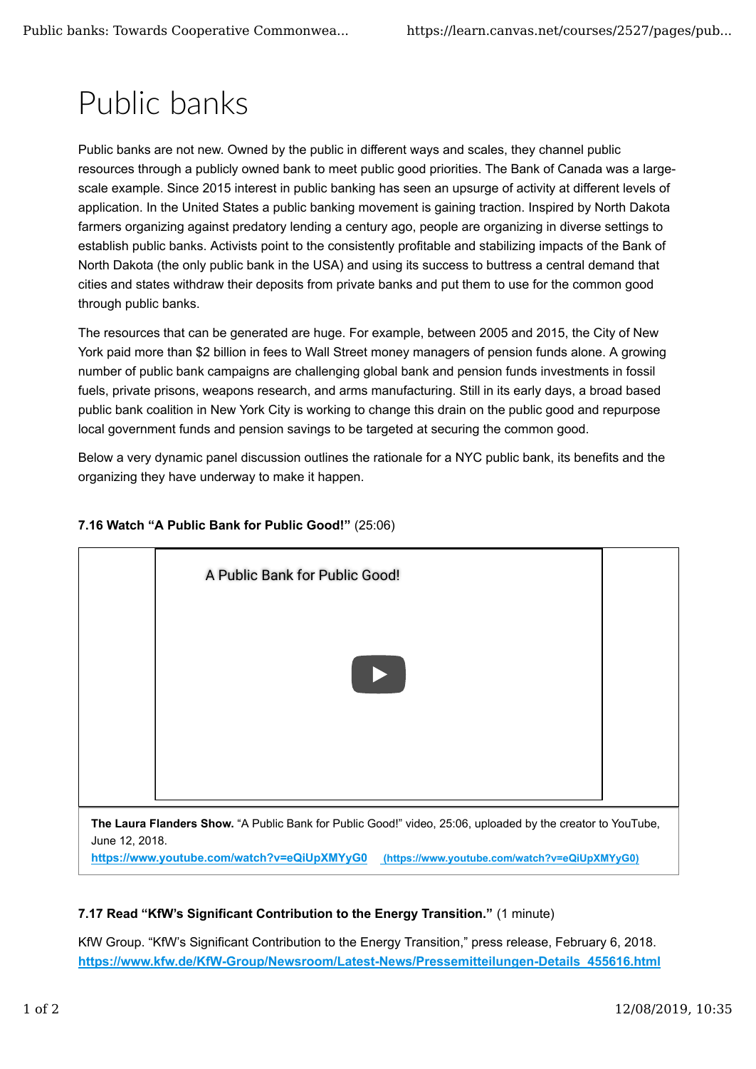# Public banks

Public banks are not new. Owned by the public in different ways and scales, they channel public resources through a publicly owned bank to meet public good priorities. The Bank of Canada was a large-scale example. Since 2015 interest in public banking has seen an upsurge of activity at different levels of application. In the United States a public banking movement is gaining traction. Inspired by North Dakota farmers organizing against predatory lending a century ago, people are organizing in diverse settings to establish public banks. Activists point to the consistently profitable and stabilizing impacts of the Bank of North Dakota (the only public bank in the USA) and using its success to buttress a central demand that cities and states withdraw their deposits from private banks and put them to use for the common good through public banks.

The resources that can be generated are huge. For example, between 2005 and 2015, the City of New York paid more than $2 billion in fees to Wall Street money managers of pension funds alone. A growing number of public bank campaigns are challenging global bank and pension funds investments in fossil fuels, private prisons, weapons research, and arms manufacturing. Still in its early days, a broad based public bank coalition in New York City is working to change this drain on the public good and repurpose local government funds and pension savings to be targeted at securing the common good.

Below a very dynamic panel discussion outlines the rationale for a NYC public bank, its benefits and the organizing they have underway to make it happen.

**7.16 Watch "A Public Bank for Public Good!"** (25:06)

A Public Bank for Public Good!

**The Laura Flanders Show.** "A Public Bank for Public Good!" video, 25:06, uploaded by the creator to YouTube, June 12, 2018.
https://www.youtube.com/watch?v=eQiUpXMYyG0 (https://www.youtube.com/watch?v=eQiUpXMYyG0)

**7.17 Read "KfW's Significant Contribution to the Energy Transition."** (1 minute)

KfW Group. "KfW's Significant Contribution to the Energy Transition," press release, February 6, 2018.
https://www.kfw.de/KfW-Group/Newsroom/Latest-News/Pressemitteilungen-Details_455616.html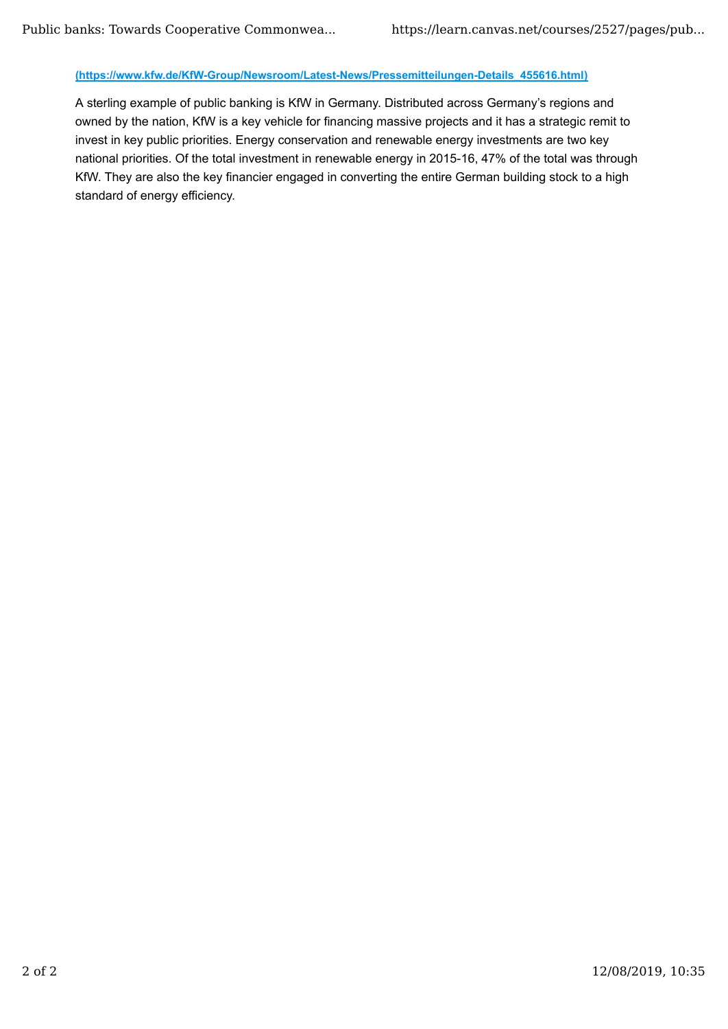[(https://www.kfw.de/KfW-Group/Newsroom/Latest-News/Pressemitteilungen-Details_455616.html)](https://www.kfw.de/KfW-Group/Newsroom/Latest-News/Pressemitteilungen-Details_455616.html)

A sterling example of public banking is KfW in Germany. Distributed across Germany's regions and owned by the nation, KfW is a key vehicle for financing massive projects and it has a strategic remit to invest in key public priorities. Energy conservation and renewable energy investments are two key national priorities. Of the total investment in renewable energy in 2015-16, 47% of the total was through KfW. They are also the key financier engaged in converting the entire German building stock to a high standard of energy efficiency.